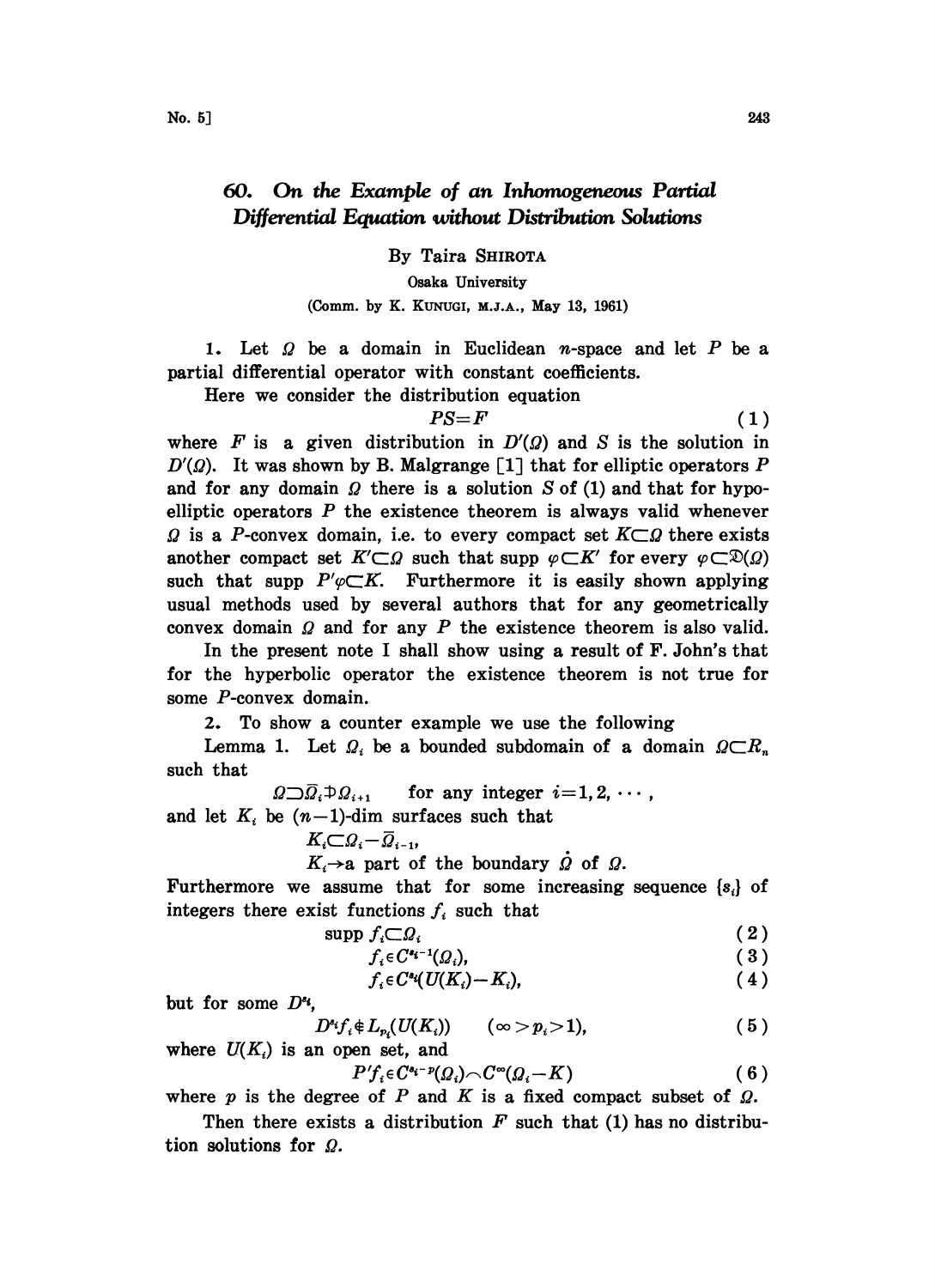# 60. On the Example of an Inhomogeneous Partial Differential Equation without Distribution Solutions

By Taira SHIROTA

Osaka University

(Comm. by K. KUNUGI, M.J.A., May 13, 1961)

1. Let $\Omega$ be a domain in Euclidean $n$-space and let $P$ be a partial differential operator with constant coefficients.

Here we consider the distribution equation

$$PS=F \tag{1}$$

where $F$ is a given distribution in $D'(\Omega)$ and $S$ is the solution in $D'(\Omega)$. It was shown by B. Malgrange [1] that for elliptic operators $P$ and for any domain $\Omega$ there is a solution $S$ of (1) and that for hypoelliptic operators $P$ the existence theorem is always valid whenever $\Omega$ is a $P$-convex domain, i.e. to every compact set $K\subset\Omega$ there exists another compact set $K'\subset\Omega$ such that supp $\varphi\subset K'$ for every $\varphi\subset\mathfrak{D}(\Omega)$ such that supp $P'\varphi\subset K$. Furthermore it is easily shown applying usual methods used by several authors that for any geometrically convex domain $\Omega$ and for any $P$ the existence theorem is also valid.

In the present note I shall show using a result of F. John's that for the hyperbolic operator the existence theorem is not true for some $P$-convex domain.

2. To show a counter example we use the following

Lemma 1. Let $\Omega_i$ be a bounded subdomain of a domain $\Omega\subset R_n$ such that

$$\Omega\supset\bar{\Omega}_i\not\supset\Omega_{i+1} \qquad \text{for any integer } i=1,2,\cdots,$$

and let $K_i$ be $(n-1)$-dim surfaces such that

$$K_i\subset\Omega_i-\bar{\Omega}_{i-1},$$

$$K_i\to \text{a part of the boundary } \dot{\Omega} \text{ of } \Omega.$$

Furthermore we assume that for some increasing sequence $\{s_i\}$ of integers there exist functions $f_i$ such that

$$\text{supp } f_i\subset\Omega_i \tag{2}$$

$$f_i\in C^{s_i-1}(\Omega_i), \tag{3}$$

$$f_i\in C^{s_i}(U(K_i)-K_i), \tag{4}$$

but for some $D^{s_i}$,

$$D^{s_i}f_i\notin L_{p_i}(U(K_i)) \qquad (\infty>p_i>1), \tag{5}$$

where $U(K_i)$ is an open set, and

$$P'f_i\in C^{s_i-p}(\Omega_i)\frown C^\infty(\Omega_i-K) \tag{6}$$

where $p$ is the degree of $P$ and $K$ is a fixed compact subset of $\Omega$.

Then there exists a distribution $F$ such that (1) has no distribution solutions for $\Omega$.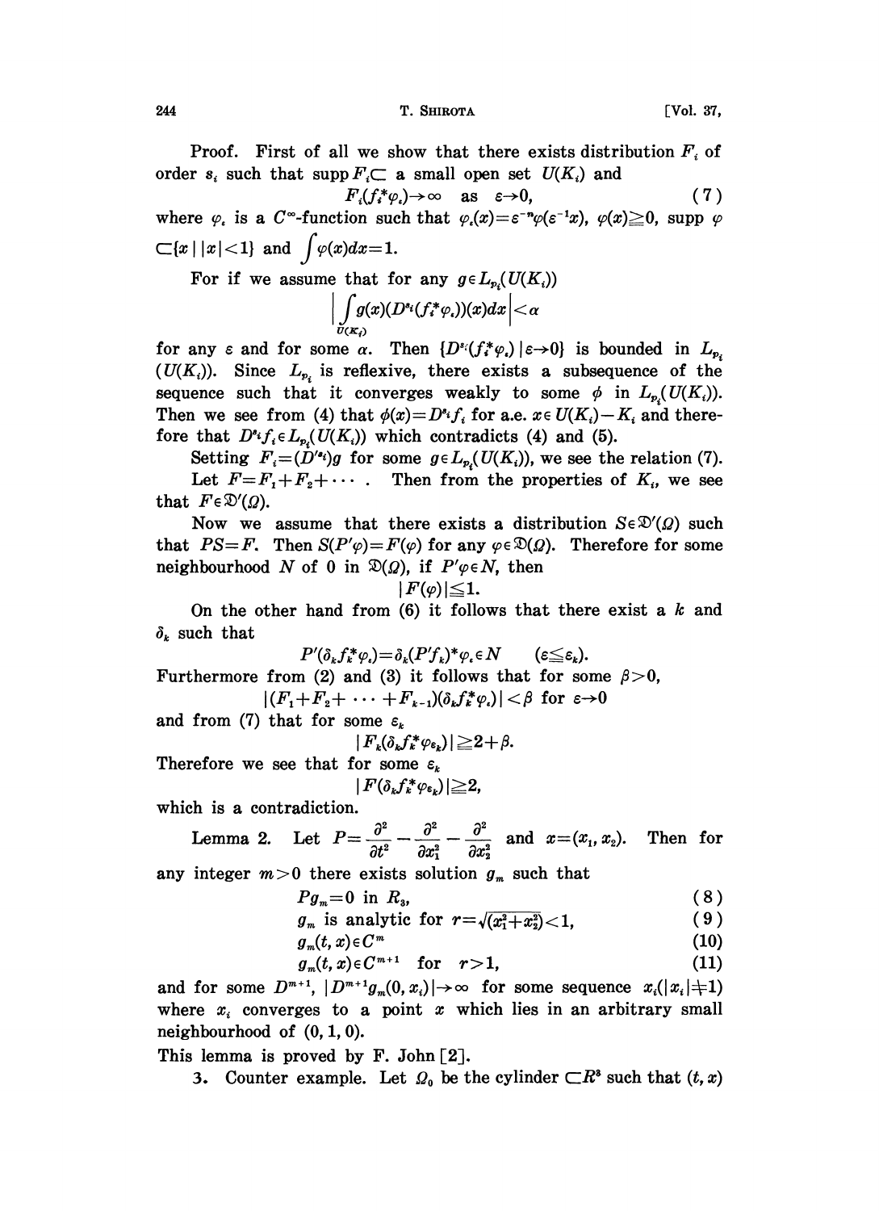Proof. First of all we show that there exists distribution $F_i$ of order $s_i$ such that supp $F_i \subset$ a small open set $U(K_i)$ and

$$F_i(f_i^* \varphi_\varepsilon) \to \infty \quad \text{as} \quad \varepsilon \to 0, \tag{7}$$

where $\varphi_\varepsilon$ is a $C^\infty$-function such that $\varphi_\varepsilon(x) = \varepsilon^{-n}\varphi(\varepsilon^{-1}x)$, $\varphi(x) \geqq 0$, supp $\varphi \subset \{x \mid |x| < 1\}$ and $\int \varphi(x)dx = 1$.

For if we assume that for any $g \in L_{p_i}(U(K_i))$

$$\left| \int_{U(K_i)} g(x)(D^{s_i}(f_i^* \varphi_\varepsilon))(x) dx \right| < \alpha$$

for any $\varepsilon$ and for some $\alpha$. Then $\{D^{s_i}(f_i^* \varphi_\varepsilon) \mid \varepsilon \to 0\}$ is bounded in $L_{p_i}(U(K_i))$. Since $L_{p_i}$ is reflexive, there exists a subsequence of the sequence such that it converges weakly to some $\phi$ in $L_{p_i}(U(K_i))$. Then we see from (4) that $\phi(x) = D^{s_i} f_i$ for a.e. $x \in U(K_i) - K_i$ and therefore that $D^{s_i} f_i \in L_{p_i}(U(K_i))$ which contradicts (4) and (5).

Setting $F_i = (D'^{s_i})g$ for some $g \in L_{p_i}(U(K_i))$, we see the relation (7).

Let $F = F_1 + F_2 + \cdots$. Then from the properties of $K_i$, we see that $F \in \mathfrak{D}'(\Omega)$.

Now we assume that there exists a distribution $S \in \mathfrak{D}'(\Omega)$ such that $PS = F$. Then $S(P'\varphi) = F(\varphi)$ for any $\varphi \in \mathfrak{D}(\Omega)$. Therefore for some neighbourhood $N$ of 0 in $\mathfrak{D}(\Omega)$, if $P'\varphi \in N$, then

$$|F(\varphi)| \leqq 1.$$

On the other hand from (6) it follows that there exist a $k$ and $\delta_k$ such that

$$P'(\delta_k f_k^* \varphi_\varepsilon) = \delta_k (P' f_k)^* \varphi_\varepsilon \in N \qquad (\varepsilon \leqq \varepsilon_k).$$

Furthermore from (2) and (3) it follows that for some $\beta > 0$,

$$|(F_1 + F_2 + \cdots + F_{k-1})(\delta_k f_k^* \varphi_\varepsilon)| < \beta \text{ for } \varepsilon \to 0$$

and from (7) that for some $\varepsilon_k$

$$|F_k(\delta_k f_k^* \varphi_{\varepsilon_k})| \geqq 2 + \beta.$$

Therefore we see that for some $\varepsilon_k$

$$|F(\delta_k f_k^* \varphi_{\varepsilon_k})| \geqq 2,$$

which is a contradiction.

**Lemma 2.** Let $P = \dfrac{\partial^2}{\partial t^2} - \dfrac{\partial^2}{\partial x_1^2} - \dfrac{\partial^2}{\partial x_2^2}$ and $x = (x_1, x_2)$. Then for any integer $m > 0$ there exists solution $g_m$ such that

$$Pg_m = 0 \text{ in } R_3, \tag{8}$$

$$g_m \text{ is analytic for } r = \sqrt{(x_1^2 + x_2^2)} < 1, \tag{9}$$

$$g_m(t, x) \in C^m \tag{10}$$

$$g_m(t, x) \in C^{m+1} \quad \text{for} \quad r > 1, \tag{11}$$

and for some $D^{m+1}$, $|D^{m+1} g_m(0, x_i)| \to \infty$ for some sequence $x_i (|x_i| \neq 1)$ where $x_i$ converges to a point $x$ which lies in an arbitrary small neighbourhood of $(0, 1, 0)$.

This lemma is proved by F. John [2].

3. Counter example. Let $\Omega_0$ be the cylinder $\subset R^3$ such that $(t, x)$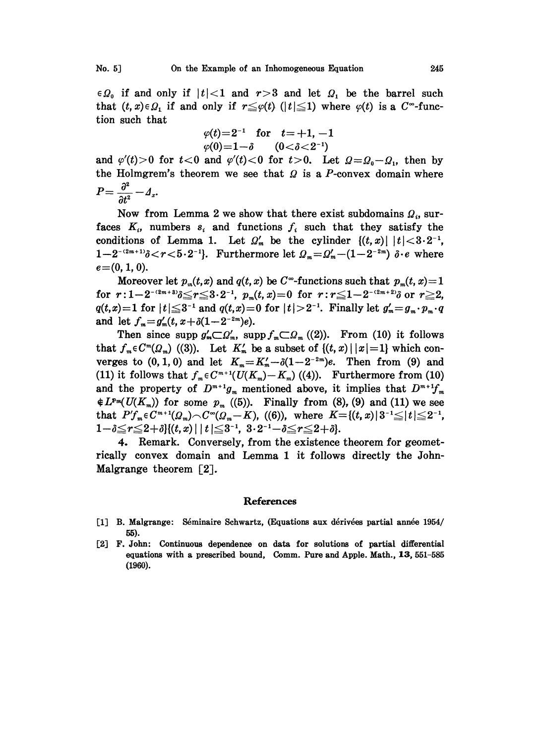$\in \Omega_0$ if and only if $|t|<1$ and $r>3$ and let $\Omega_1$ be the barrel such that $(t, x) \in \Omega_1$ if and only if $r \leqq \varphi(t)$ $(|t| \leqq 1)$ where $\varphi(t)$ is a $C^\infty$-function such that

$$\varphi(t)=2^{-1} \quad \text{for} \quad t=+1, -1$$
$$\varphi(0)=1-\delta \qquad (0<\delta<2^{-1})$$

and $\varphi'(t)>0$ for $t<0$ and $\varphi'(t)<0$ for $t>0$. Let $\Omega=\Omega_0-\Omega_1$, then by the Holmgrem's theorem we see that $\Omega$ is a $P$-convex domain where $P=\dfrac{\partial^2}{\partial t^2}-\Delta_x$.

Now from Lemma 2 we show that there exist subdomains $\Omega_i$, surfaces $K_i$, numbers $s_i$ and functions $f_i$ such that they satisfy the conditions of Lemma 1. Let $\Omega'_m$ be the cylinder $\{(t, x) \mid |t|<3\cdot 2^{-1}, 1-2^{-(2m+1)}\delta<r<5\cdot 2^{-1}\}$. Furthermore let $\Omega_m=\Omega'_m-(1-2^{-2m})\,\delta\cdot e$ where $e=(0, 1, 0)$.

Moreover let $p_m(t,x)$ and $q(t,x)$ be $C^\infty$-functions such that $p_m(t,x)=1$ for $r: 1-2^{-(2m+3)}\delta \leqq r \leqq 3\cdot 2^{-1}$, $p_m(t,x)=0$ for $r: r \leqq 1-2^{-(2m+2)}\delta$ or $r \geqq 2$, $q(t,x)=1$ for $|t| \leqq 3^{-1}$ and $q(t,x)=0$ for $|t|>2^{-1}$. Finally let $g'_m=g_m\cdot p_m\cdot q$ and let $f_m=g'_m(t, x+\delta(1-2^{-2m})e)$.

Then since supp $g'_m \subset \Omega'_m$, supp $f_m \subset \Omega_m$ ((2)). From (10) it follows that $f_m \in C^m(\Omega_m)$ ((3)). Let $K'_m$ be a subset of $\{(t, x) \mid |x|=1\}$ which converges to $(0, 1, 0)$ and let $K_m=K'_m-\delta(1-2^{-2m})e$. Then from (9) and (11) it follows that $f_m \in C^{m+1}(U(K_m)-K_m)$ ((4)). Furthermore from (10) and the property of $D^{m+1}g_m$ mentioned above, it implies that $D^{m+1}f_m \notin L^{p_m}(U(K_m))$ for some $p_m$ ((5)). Finally from (8), (9) and (11) we see that $P'f_m \in C^{m+1}(\Omega_m) \frown C^\infty(\Omega_m-K)$, ((6)), where $K=\{(t, x) \mid 3^{-1} \leqq |t| \leqq 2^{-1}, 1-\delta \leqq r \leqq 2+\delta\}\{(t, x) \mid |t| \leqq 3^{-1}, 3\cdot 2^{-1}-\delta \leqq r \leqq 2+\delta\}$.

**4. Remark.** Conversely, from the existence theorem for geometrically convex domain and Lemma 1 it follows directly the John-Malgrange theorem [2].

## References

[1] B. Malgrange: Séminaire Schwartz, (Equations aux dérivées partial année 1954/55).

[2] F. John: Continuous dependence on data for solutions of partial differential equations with a prescribed bound, Comm. Pure and Apple. Math., **13**, 551–585 (1960).